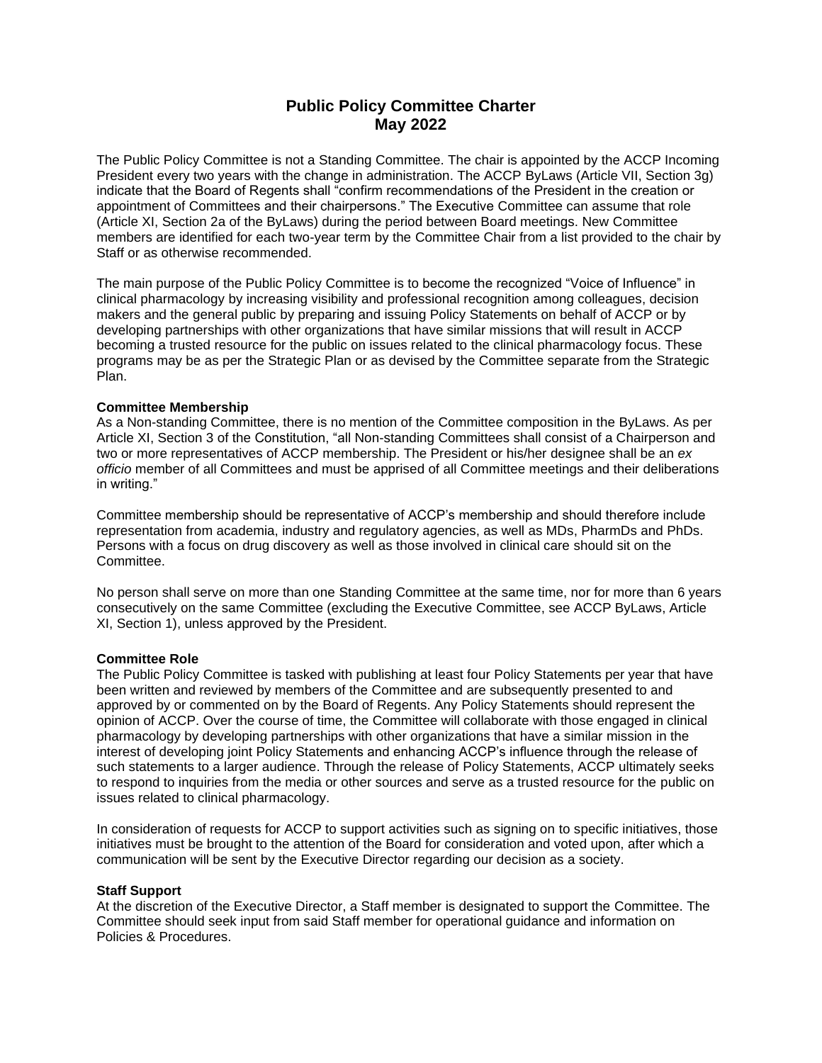# Public Policy Committee Charter
# May 2022

The Public Policy Committee is not a Standing Committee. The chair is appointed by the ACCP Incoming President every two years with the change in administration. The ACCP ByLaws (Article VII, Section 3g) indicate that the Board of Regents shall "confirm recommendations of the President in the creation or appointment of Committees and their chairpersons." The Executive Committee can assume that role (Article XI, Section 2a of the ByLaws) during the period between Board meetings. New Committee members are identified for each two-year term by the Committee Chair from a list provided to the chair by Staff or as otherwise recommended.

The main purpose of the Public Policy Committee is to become the recognized "Voice of Influence" in clinical pharmacology by increasing visibility and professional recognition among colleagues, decision makers and the general public by preparing and issuing Policy Statements on behalf of ACCP or by developing partnerships with other organizations that have similar missions that will result in ACCP becoming a trusted resource for the public on issues related to the clinical pharmacology focus. These programs may be as per the Strategic Plan or as devised by the Committee separate from the Strategic Plan.

**Committee Membership**

As a Non-standing Committee, there is no mention of the Committee composition in the ByLaws. As per Article XI, Section 3 of the Constitution, "all Non-standing Committees shall consist of a Chairperson and two or more representatives of ACCP membership. The President or his/her designee shall be an *ex officio* member of all Committees and must be apprised of all Committee meetings and their deliberations in writing."

Committee membership should be representative of ACCP's membership and should therefore include representation from academia, industry and regulatory agencies, as well as MDs, PharmDs and PhDs. Persons with a focus on drug discovery as well as those involved in clinical care should sit on the Committee.

No person shall serve on more than one Standing Committee at the same time, nor for more than 6 years consecutively on the same Committee (excluding the Executive Committee, see ACCP ByLaws, Article XI, Section 1), unless approved by the President.

**Committee Role**

The Public Policy Committee is tasked with publishing at least four Policy Statements per year that have been written and reviewed by members of the Committee and are subsequently presented to and approved by or commented on by the Board of Regents. Any Policy Statements should represent the opinion of ACCP. Over the course of time, the Committee will collaborate with those engaged in clinical pharmacology by developing partnerships with other organizations that have a similar mission in the interest of developing joint Policy Statements and enhancing ACCP's influence through the release of such statements to a larger audience. Through the release of Policy Statements, ACCP ultimately seeks to respond to inquiries from the media or other sources and serve as a trusted resource for the public on issues related to clinical pharmacology.

In consideration of requests for ACCP to support activities such as signing on to specific initiatives, those initiatives must be brought to the attention of the Board for consideration and voted upon, after which a communication will be sent by the Executive Director regarding our decision as a society.

**Staff Support**

At the discretion of the Executive Director, a Staff member is designated to support the Committee. The Committee should seek input from said Staff member for operational guidance and information on Policies & Procedures.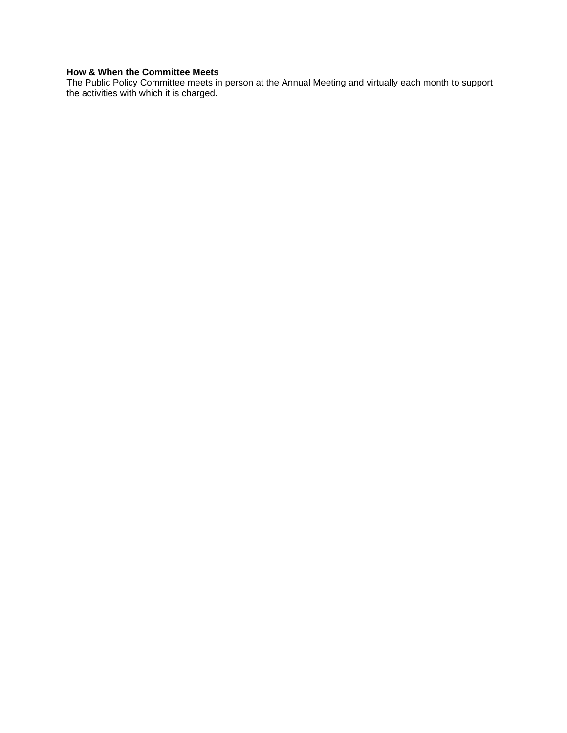**How & When the Committee Meets**
The Public Policy Committee meets in person at the Annual Meeting and virtually each month to support the activities with which it is charged.